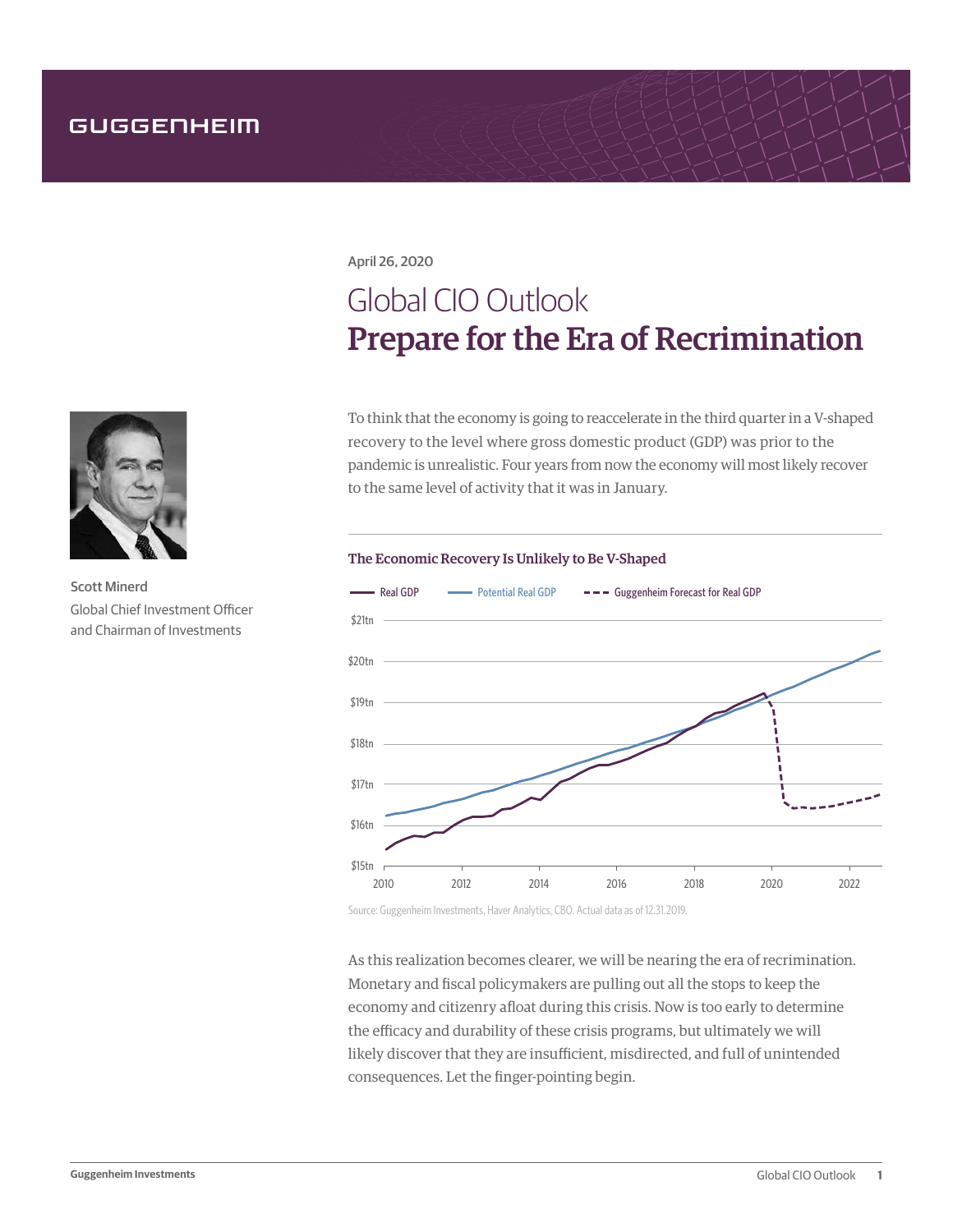GUGGENHEIM

April 26, 2020

# Global CIO Outlook
# Prepare for the Era of Recrimination

Scott Minerd
Global Chief Investment Officer
and Chairman of Investments

To think that the economy is going to reaccelerate in the third quarter in a V-shaped recovery to the level where gross domestic product (GDP) was prior to the pandemic is unrealistic. Four years from now the economy will most likely recover to the same level of activity that it was in January.

**The Economic Recovery Is Unlikely to Be V-Shaped**

Source: Guggenheim Investments, Haver Analytics, CBO. Actual data as of 12.31.2019.

As this realization becomes clearer, we will be nearing the era of recrimination. Monetary and fiscal policymakers are pulling out all the stops to keep the economy and citizenry afloat during this crisis. Now is too early to determine the efficacy and durability of these crisis programs, but ultimately we will likely discover that they are insufficient, misdirected, and full of unintended consequences. Let the finger-pointing begin.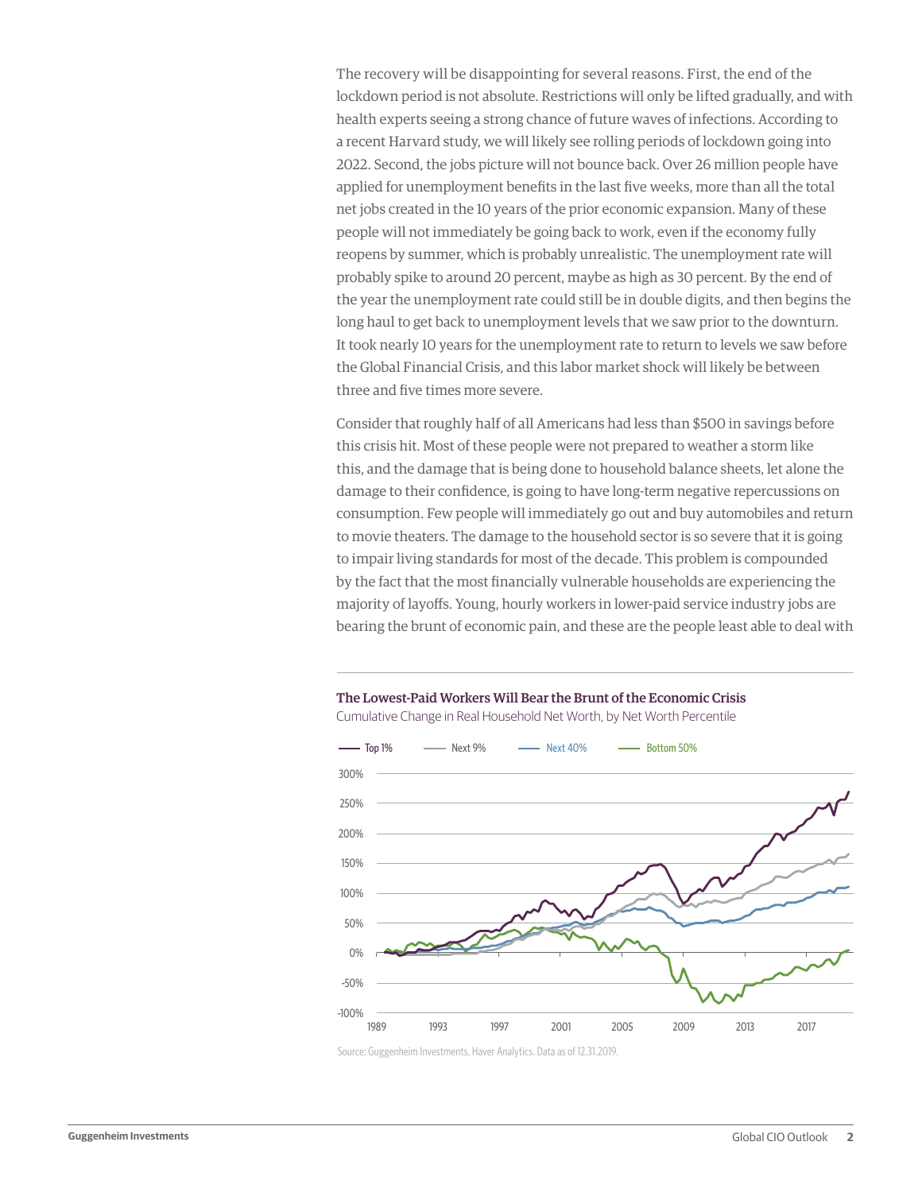The recovery will be disappointing for several reasons. First, the end of the lockdown period is not absolute. Restrictions will only be lifted gradually, and with health experts seeing a strong chance of future waves of infections. According to a recent Harvard study, we will likely see rolling periods of lockdown going into 2022. Second, the jobs picture will not bounce back. Over 26 million people have applied for unemployment benefits in the last five weeks, more than all the total net jobs created in the 10 years of the prior economic expansion. Many of these people will not immediately be going back to work, even if the economy fully reopens by summer, which is probably unrealistic. The unemployment rate will probably spike to around 20 percent, maybe as high as 30 percent. By the end of the year the unemployment rate could still be in double digits, and then begins the long haul to get back to unemployment levels that we saw prior to the downturn. It took nearly 10 years for the unemployment rate to return to levels we saw before the Global Financial Crisis, and this labor market shock will likely be between three and five times more severe.

Consider that roughly half of all Americans had less than $500 in savings before this crisis hit. Most of these people were not prepared to weather a storm like this, and the damage that is being done to household balance sheets, let alone the damage to their confidence, is going to have long-term negative repercussions on consumption. Few people will immediately go out and buy automobiles and return to movie theaters. The damage to the household sector is so severe that it is going to impair living standards for most of the decade. This problem is compounded by the fact that the most financially vulnerable households are experiencing the majority of layoffs. Young, hourly workers in lower-paid service industry jobs are bearing the brunt of economic pain, and these are the people least able to deal with

**The Lowest-Paid Workers Will Bear the Brunt of the Economic Crisis**

Cumulative Change in Real Household Net Worth, by Net Worth Percentile

Source: Guggenheim Investments, Haver Analytics. Data as of 12.31.2019.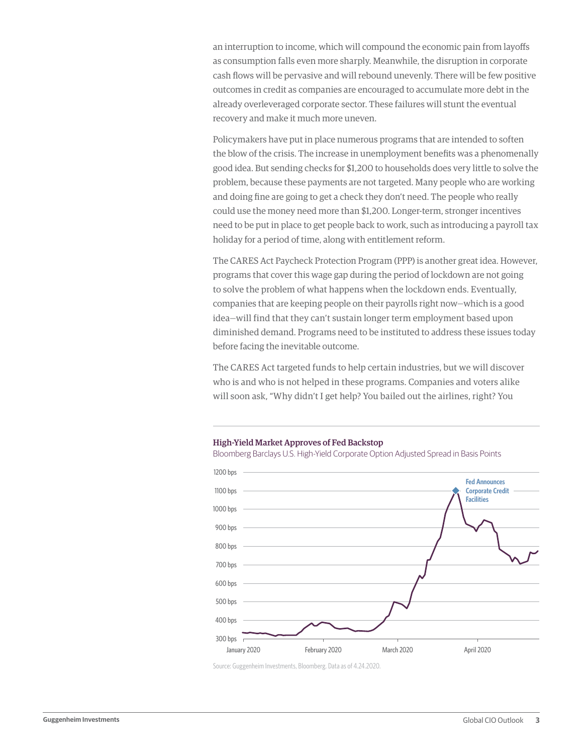an interruption to income, which will compound the economic pain from layoffs as consumption falls even more sharply. Meanwhile, the disruption in corporate cash flows will be pervasive and will rebound unevenly. There will be few positive outcomes in credit as companies are encouraged to accumulate more debt in the already overleveraged corporate sector. These failures will stunt the eventual recovery and make it much more uneven.

Policymakers have put in place numerous programs that are intended to soften the blow of the crisis. The increase in unemployment benefits was a phenomenally good idea. But sending checks for $1,200 to households does very little to solve the problem, because these payments are not targeted. Many people who are working and doing fine are going to get a check they don't need. The people who really could use the money need more than $1,200. Longer-term, stronger incentives need to be put in place to get people back to work, such as introducing a payroll tax holiday for a period of time, along with entitlement reform.

The CARES Act Paycheck Protection Program (PPP) is another great idea. However, programs that cover this wage gap during the period of lockdown are not going to solve the problem of what happens when the lockdown ends. Eventually, companies that are keeping people on their payrolls right now—which is a good idea—will find that they can't sustain longer term employment based upon diminished demand. Programs need to be instituted to address these issues today before facing the inevitable outcome.

The CARES Act targeted funds to help certain industries, but we will discover who is and who is not helped in these programs. Companies and voters alike will soon ask, "Why didn't I get help? You bailed out the airlines, right? You

**High-Yield Market Approves of Fed Backstop**

Bloomberg Barclays U.S. High-Yield Corporate Option Adjusted Spread in Basis Points

Source: Guggenheim Investments, Bloomberg. Data as of 4.24.2020.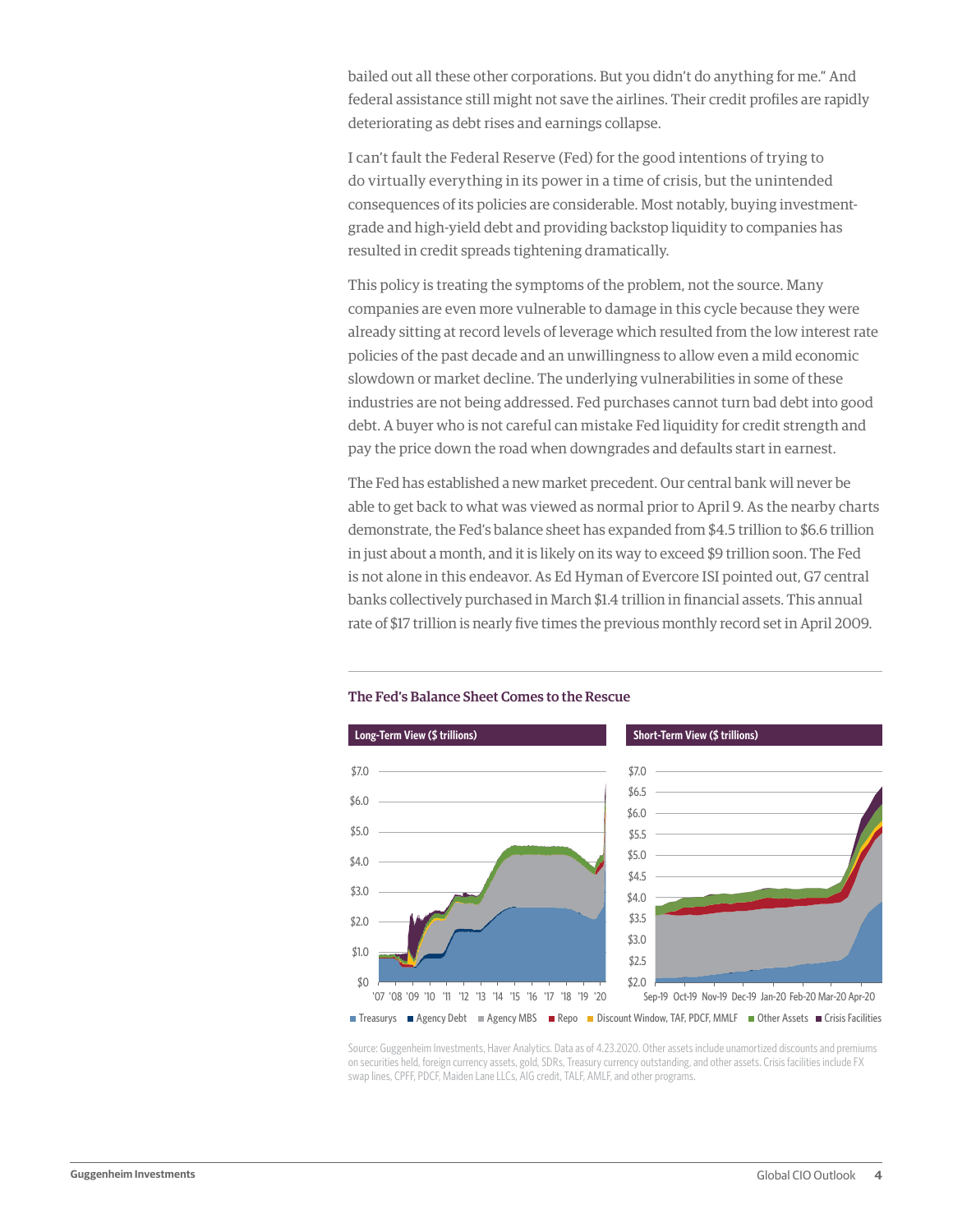bailed out all these other corporations. But you didn't do anything for me." And federal assistance still might not save the airlines. Their credit profiles are rapidly deteriorating as debt rises and earnings collapse.

I can't fault the Federal Reserve (Fed) for the good intentions of trying to do virtually everything in its power in a time of crisis, but the unintended consequences of its policies are considerable. Most notably, buying investment-grade and high-yield debt and providing backstop liquidity to companies has resulted in credit spreads tightening dramatically.

This policy is treating the symptoms of the problem, not the source. Many companies are even more vulnerable to damage in this cycle because they were already sitting at record levels of leverage which resulted from the low interest rate policies of the past decade and an unwillingness to allow even a mild economic slowdown or market decline. The underlying vulnerabilities in some of these industries are not being addressed. Fed purchases cannot turn bad debt into good debt. A buyer who is not careful can mistake Fed liquidity for credit strength and pay the price down the road when downgrades and defaults start in earnest.

The Fed has established a new market precedent. Our central bank will never be able to get back to what was viewed as normal prior to April 9. As the nearby charts demonstrate, the Fed's balance sheet has expanded from $4.5 trillion to $6.6 trillion in just about a month, and it is likely on its way to exceed $9 trillion soon. The Fed is not alone in this endeavor. As Ed Hyman of Evercore ISI pointed out, G7 central banks collectively purchased in March $1.4 trillion in financial assets. This annual rate of $17 trillion is nearly five times the previous monthly record set in April 2009.

**The Fed's Balance Sheet Comes to the Rescue**

Long-Term View ($ trillions) | Short-Term View ($ trillions)

Treasurys · Agency Debt · Agency MBS · Repo · Discount Window, TAF, PDCF, MMLF · Other Assets · Crisis Facilities

Source: Guggenheim Investments, Haver Analytics. Data as of 4.23.2020. Other assets include unamortized discounts and premiums on securities held, foreign currency assets, gold, SDRs, Treasury currency outstanding, and other assets. Crisis facilities include FX swap lines, CPFF, PDCF, Maiden Lane LLCs, AIG credit, TALF, AMLF, and other programs.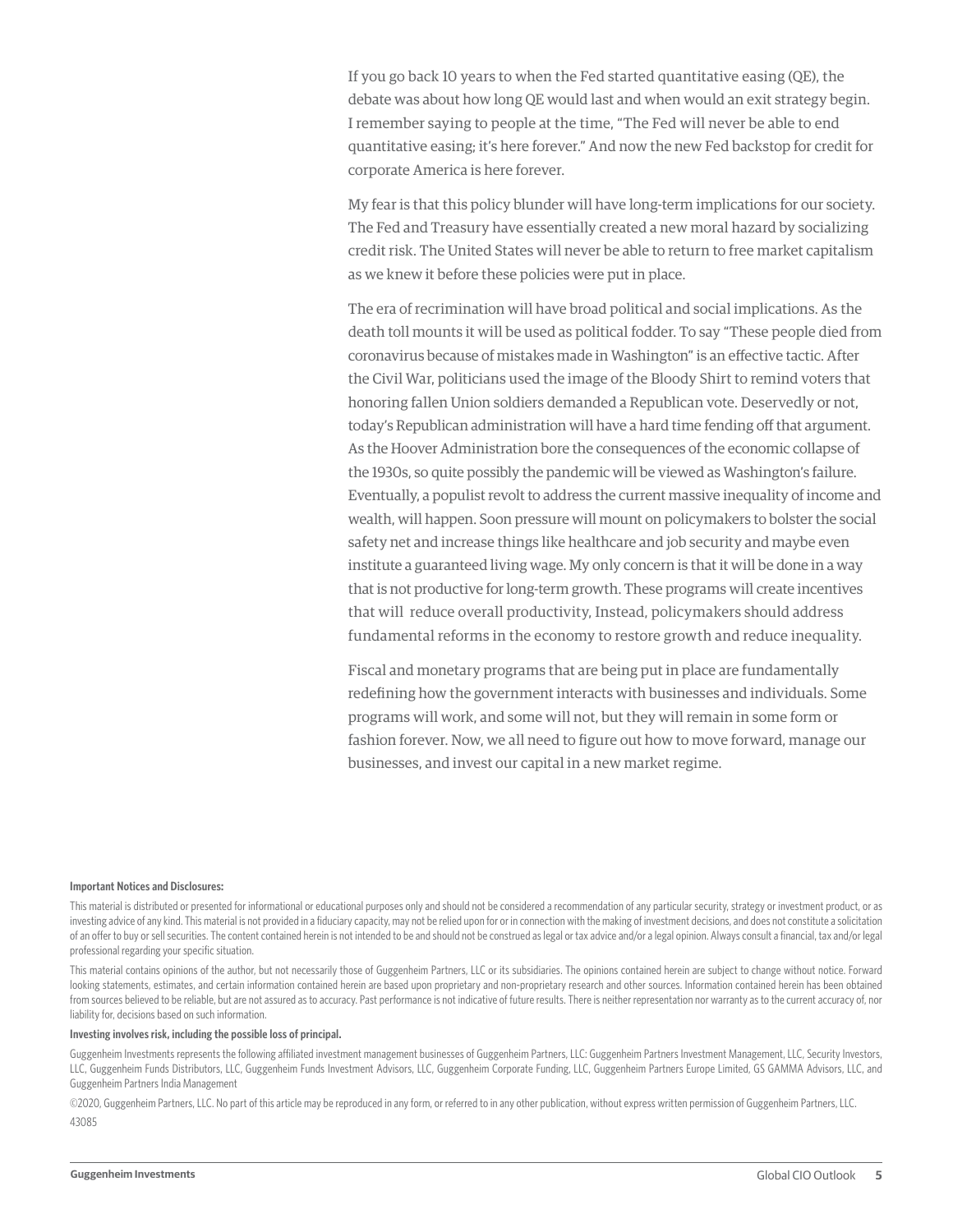If you go back 10 years to when the Fed started quantitative easing (QE), the debate was about how long QE would last and when would an exit strategy begin. I remember saying to people at the time, "The Fed will never be able to end quantitative easing; it's here forever." And now the new Fed backstop for credit for corporate America is here forever.

My fear is that this policy blunder will have long-term implications for our society. The Fed and Treasury have essentially created a new moral hazard by socializing credit risk. The United States will never be able to return to free market capitalism as we knew it before these policies were put in place.

The era of recrimination will have broad political and social implications. As the death toll mounts it will be used as political fodder. To say "These people died from coronavirus because of mistakes made in Washington" is an effective tactic. After the Civil War, politicians used the image of the Bloody Shirt to remind voters that honoring fallen Union soldiers demanded a Republican vote. Deservedly or not, today's Republican administration will have a hard time fending off that argument. As the Hoover Administration bore the consequences of the economic collapse of the 1930s, so quite possibly the pandemic will be viewed as Washington's failure. Eventually, a populist revolt to address the current massive inequality of income and wealth, will happen. Soon pressure will mount on policymakers to bolster the social safety net and increase things like healthcare and job security and maybe even institute a guaranteed living wage. My only concern is that it will be done in a way that is not productive for long-term growth. These programs will create incentives that will reduce overall productivity, Instead, policymakers should address fundamental reforms in the economy to restore growth and reduce inequality.

Fiscal and monetary programs that are being put in place are fundamentally redefining how the government interacts with businesses and individuals. Some programs will work, and some will not, but they will remain in some form or fashion forever. Now, we all need to figure out how to move forward, manage our businesses, and invest our capital in a new market regime.

**Important Notices and Disclosures:**

This material is distributed or presented for informational or educational purposes only and should not be considered a recommendation of any particular security, strategy or investment product, or as investing advice of any kind. This material is not provided in a fiduciary capacity, may not be relied upon for or in connection with the making of investment decisions, and does not constitute a solicitation of an offer to buy or sell securities. The content contained herein is not intended to be and should not be construed as legal or tax advice and/or a legal opinion. Always consult a financial, tax and/or legal professional regarding your specific situation.

This material contains opinions of the author, but not necessarily those of Guggenheim Partners, LLC or its subsidiaries. The opinions contained herein are subject to change without notice. Forward looking statements, estimates, and certain information contained herein are based upon proprietary and non-proprietary research and other sources. Information contained herein has been obtained from sources believed to be reliable, but are not assured as to accuracy. Past performance is not indicative of future results. There is neither representation nor warranty as to the current accuracy of, nor liability for, decisions based on such information.

**Investing involves risk, including the possible loss of principal.**

Guggenheim Investments represents the following affiliated investment management businesses of Guggenheim Partners, LLC: Guggenheim Partners Investment Management, LLC, Security Investors, LLC, Guggenheim Funds Distributors, LLC, Guggenheim Funds Investment Advisors, LLC, Guggenheim Corporate Funding, LLC, Guggenheim Partners Europe Limited, GS GAMMA Advisors, LLC, and Guggenheim Partners India Management

©2020, Guggenheim Partners, LLC. No part of this article may be reproduced in any form, or referred to in any other publication, without express written permission of Guggenheim Partners, LLC.
43085